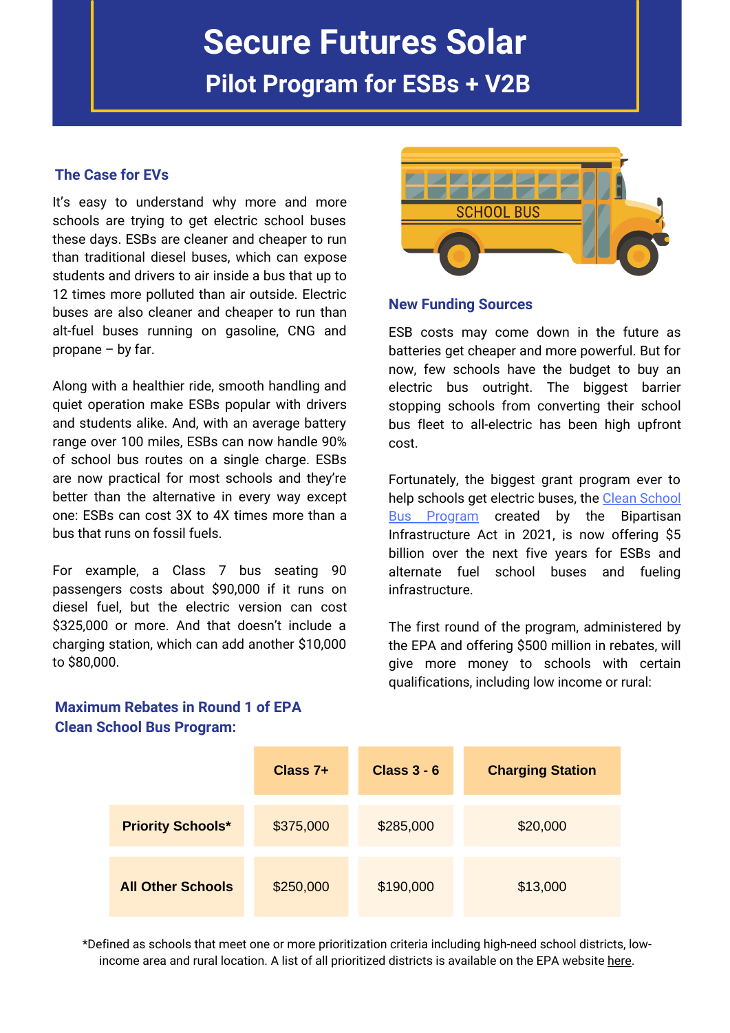# Secure Futures Solar

## Pilot Program for ESBs + V2B

### The Case for EVs

It's easy to understand why more and more schools are trying to get electric school buses these days. ESBs are cleaner and cheaper to run than traditional diesel buses, which can expose students and drivers to air inside a bus that up to 12 times more polluted than air outside. Electric buses are also cleaner and cheaper to run than alt-fuel buses running on gasoline, CNG and propane – by far.

Along with a healthier ride, smooth handling and quiet operation make ESBs popular with drivers and students alike. And, with an average battery range over 100 miles, ESBs can now handle 90% of school bus routes on a single charge. ESBs are now practical for most schools and they're better than the alternative in every way except one: ESBs can cost 3X to 4X times more than a bus that runs on fossil fuels.

For example, a Class 7 bus seating 90 passengers costs about $90,000 if it runs on diesel fuel, but the electric version can cost $325,000 or more. And that doesn't include a charging station, which can add another $10,000 to $80,000.

### New Funding Sources

ESB costs may come down in the future as batteries get cheaper and more powerful. But for now, few schools have the budget to buy an electric bus outright. The biggest barrier stopping schools from converting their school bus fleet to all-electric has been high upfront cost.

Fortunately, the biggest grant program ever to help schools get electric buses, the [Clean School Bus Program](#) created by the Bipartisan Infrastructure Act in 2021, is now offering $5 billion over the next five years for ESBs and alternate fuel school buses and fueling infrastructure.

The first round of the program, administered by the EPA and offering $500 million in rebates, will give more money to schools with certain qualifications, including low income or rural:

### Maximum Rebates in Round 1 of EPA Clean School Bus Program:

| | Class 7+ | Class 3 - 6 | Charging Station |
|---|---|---|---|
| **Priority Schools*** | $375,000 | $285,000 | $20,000 |
| **All Other Schools** | $250,000 | $190,000 | $13,000 |

*Defined as schools that meet one or more prioritization criteria including high-need school districts, low-income area and rural location. A list of all prioritized districts is available on the EPA website [here](#).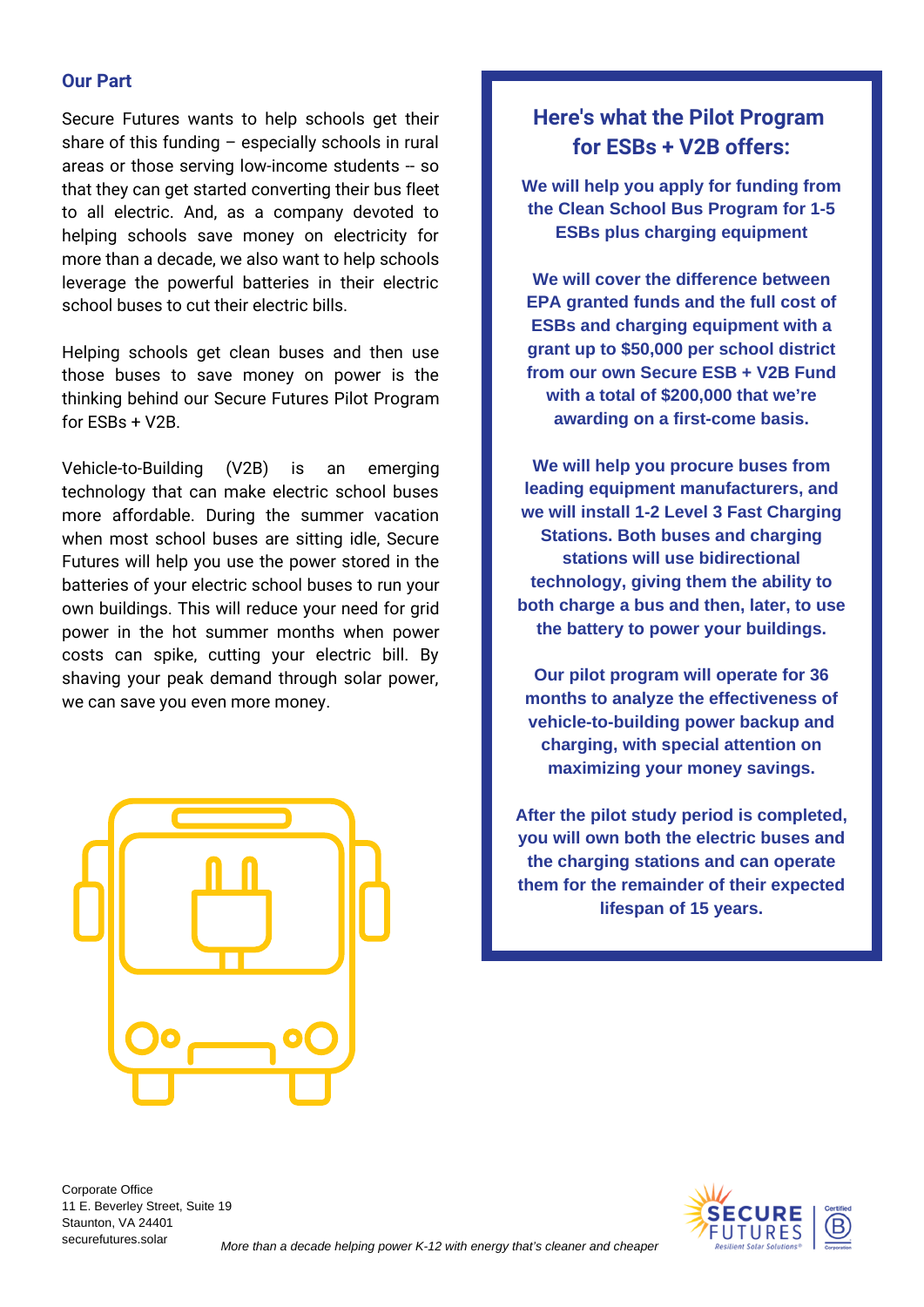## Our Part

Secure Futures wants to help schools get their share of this funding – especially schools in rural areas or those serving low-income students -- so that they can get started converting their bus fleet to all electric. And, as a company devoted to helping schools save money on electricity for more than a decade, we also want to help schools leverage the powerful batteries in their electric school buses to cut their electric bills.

Helping schools get clean buses and then use those buses to save money on power is the thinking behind our Secure Futures Pilot Program for ESBs + V2B.

Vehicle-to-Building (V2B) is an emerging technology that can make electric school buses more affordable. During the summer vacation when most school buses are sitting idle, Secure Futures will help you use the power stored in the batteries of your electric school buses to run your own buildings. This will reduce your need for grid power in the hot summer months when power costs can spike, cutting your electric bill. By shaving your peak demand through solar power, we can save you even more money.

## Here's what the Pilot Program for ESBs + V2B offers:

**We will help you apply for funding from the Clean School Bus Program for 1-5 ESBs plus charging equipment**

**We will cover the difference between EPA granted funds and the full cost of ESBs and charging equipment with a grant up to $50,000 per school district from our own Secure ESB + V2B Fund with a total of $200,000 that we're awarding on a first-come basis.**

**We will help you procure buses from leading equipment manufacturers, and we will install 1-2 Level 3 Fast Charging Stations. Both buses and charging stations will use bidirectional technology, giving them the ability to both charge a bus and then, later, to use the battery to power your buildings.**

**Our pilot program will operate for 36 months to analyze the effectiveness of vehicle-to-building power backup and charging, with special attention on maximizing your money savings.**

**After the pilot study period is completed, you will own both the electric buses and the charging stations and can operate them for the remainder of their expected lifespan of 15 years.**

Corporate Office
11 E. Beverley Street, Suite 19
Staunton, VA 24401
securefutures.solar

*More than a decade helping power K-12 with energy that's cleaner and cheaper*